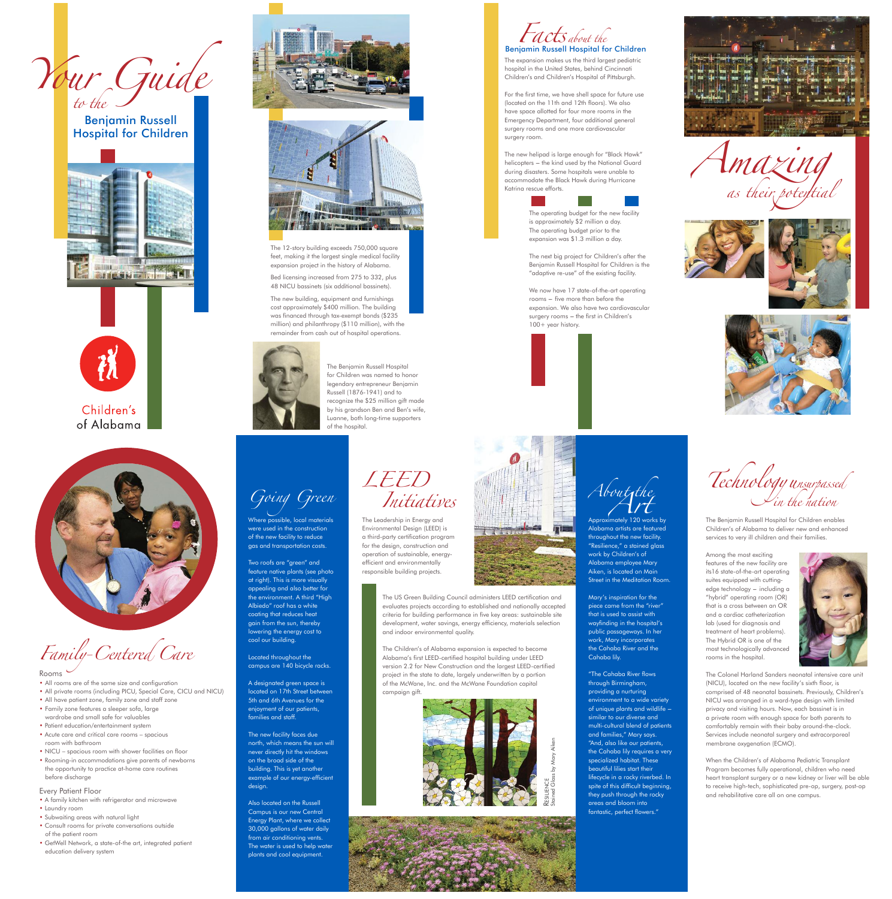# *Your Guide to the* Benjamin Russell Hospital for Children

Children's of Alabama

The 12-story building exceeds 750,000 square feet, making it the largest single medical facility expansion project in the history of Alabama.

Bed licensing increased from 275 to 332, plus 48 NICU bassinets (six additional bassinets).

The new building, equipment and furnishings cost approximately $400 million. The building was financed through tax-exempt bonds ($235 million) and philanthropy ($110 million), with the remainder from cash out of hospital operations.

The Benjamin Russell Hospital for Children was named to honor legendary entrepreneur Benjamin Russell (1876-1941) and to recognize the $25 million gift made by his grandson Ben and Ben's wife, Luanne, both long-time supporters of the hospital.

## *Facts about the* Benjamin Russell Hospital for Children

The expansion makes us the third largest pediatric hospital in the United States, behind Cincinnati Children's and Children's Hospital of Pittsburgh.

For the first time, we have shell space for future use (located on the 11th and 12th floors). We also have space allotted for four more rooms in the Emergency Department, four additional general surgery rooms and one more cardiovascular surgery room.

The new helipad is large enough for "Black Hawk" helicopters – the kind used by the National Guard during disasters. Some hospitals were unable to accommodate the Black Hawk during Hurricane Katrina rescue efforts.

The operating budget for the new facility is approximately $2 million a day. The operating budget prior to the expansion was $1.3 million a day.

The next big project for Children's after the Benjamin Russell Hospital for Children is the "adaptive re-use" of the existing facility.

We now have 17 state-of-the-art operating rooms – five more than before the expansion. We also have two cardiovascular surgery rooms – the first in Children's 100+ year history.

*Amazing as their potential*

## *Family-Centered Care*

### Rooms

- All rooms are of the same size and configuration
- All private rooms (including PICU, Special Care, CICU and NICU)
- All have patient zone, family zone and staff zone
- Family zone features a sleeper sofa, large wardrobe and small safe for valuables
- Patient education/entertainment system
- Acute care and critical care rooms – spacious room with bathroom
- NICU – spacious room with shower facilities on floor
- Rooming-in accommodations give parents of newborns the opportunity to practice at-home care routines before discharge

### Every Patient Floor

- A family kitchen with refrigerator and microwave
- Laundry room
- Subwaiting areas with natural light
- Consult rooms for private conversations outside of the patient room
- GetWell Network, a state-of-the art, integrated patient education delivery system

## *Going Green*

Where possible, local materials were used in the construction of the new facility to reduce gas and transportation costs.

Two roofs are "green" and feature native plants (see photo at right). This is more visually appealing and also better for the environment. A third "High Albiedo" roof has a white coating that reduces heat gain from the sun, thereby lowering the energy cost to cool our building.

Located throughout the campus are 140 bicycle racks.

A designated green space is located on 17th Street between 5th and 6th Avenues for the enjoyment of our patients, families and staff.

The new facility faces due north, which means the sun will never directly hit the windows on the broad side of the building. This is yet another example of our energy-efficient design.

Also located on the Russell Campus is our new Central Energy Plant, where we collect 30,000 gallons of water daily from air conditioning vents. The water is used to help water plants and cool equipment.

## *LEED Initiatives*

The Leadership in Energy and Environmental Design (LEED) is a third-party certification program for the design, construction and operation of sustainable, energy-efficient and environmentally responsible building projects.

The US Green Building Council administers LEED certification and evaluates projects according to established and nationally accepted criteria for building performance in five key areas: sustainable site development, water savings, energy efficiency, materials selection and indoor environmental quality.

The Children's of Alabama expansion is expected to become Alabama's first LEED-certified hospital building under LEED version 2.2 for New Construction and the largest LEED-certified project in the state to date, largely underwritten by a portion of the McWane, Inc. and the McWane Foundation capital campaign gift.

RESILIENCE
Stained Glass by Mary Aiken

## *About the Art*

Approximately 120 works by Alabama artists are featured throughout the new facility. "Resilience," a stained glass work by Children's of Alabama employee Mary Aiken, is located on Main Street in the Meditation Room.

Mary's inspiration for the piece came from the "river" that is used to assist with wayfinding in the hospital's public passageways. In her work, Mary incorporates the Cahaba River and the Cahaba lily.

"The Cahaba River flows through Birmingham, providing a nurturing environment to a wide variety of unique plants and wildlife – similar to our diverse and multi-cultural blend of patients and families," Mary says. "And, also like our patients, the Cahaba lily requires a very specialized habitat. These beautiful lilies start their lifecycle in a rocky riverbed. In spite of this difficult beginning, they push through the rocky areas and bloom into fantastic, perfect flowers."

## *Technology unsurpassed in the nation*

The Benjamin Russell Hospital for Children enables Children's of Alabama to deliver new and enhanced services to very ill children and their families.

Among the most exciting features of the new facility are its16 state-of-the-art operating suites equipped with cutting-edge technology – including a "hybrid" operating room (OR) that is a cross between an OR and a cardiac catheterization lab (used for diagnosis and treatment of heart problems). The Hybrid OR is one of the most technologically advanced rooms in the hospital.

The Colonel Harland Sanders neonatal intensive care unit (NICU), located on the new facility's sixth floor, is comprised of 48 neonatal bassinets. Previously, Children's NICU was arranged in a ward-type design with limited privacy and visiting hours. Now, each bassinet is in a private room with enough space for both parents to comfortably remain with their baby around-the-clock. Services include neonatal surgery and extracorporeal membrane oxygenation (ECMO).

When the Children's of Alabama Pediatric Transplant Program becomes fully operational, children who need heart transplant surgery or a new kidney or liver will be able to receive high-tech, sophisticated pre-op, surgery, post-op and rehabilitative care all on one campus.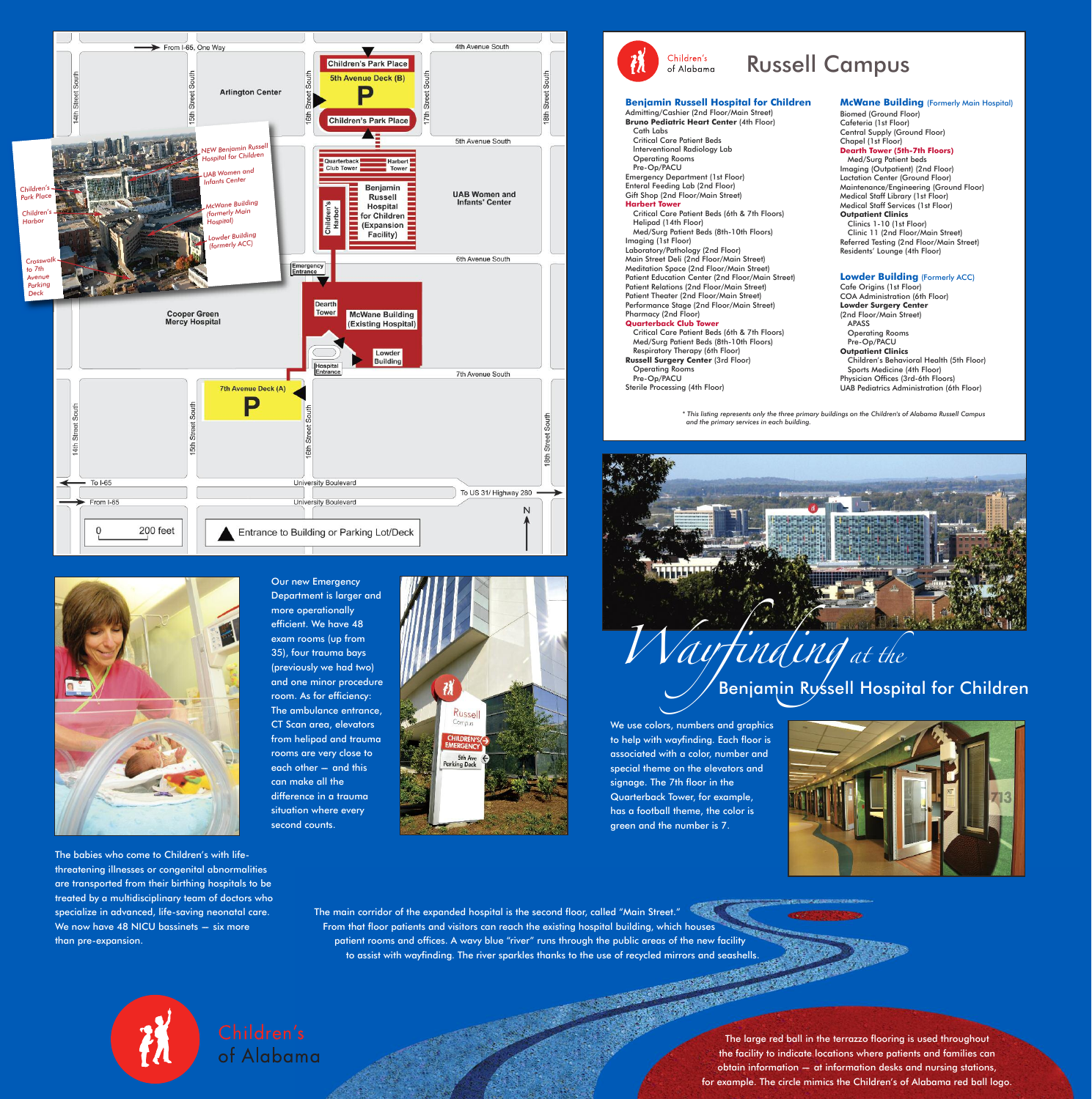From I-65, One Way

14th Street South | 15th Street South | 16th Street South | 17th Street South | 18th Street South

4th Avenue South | 5th Avenue South | 6th Avenue South | 7th Avenue South

Arlington Center

Children's Park Place

5th Avenue Deck (B)

P

Children's Park Place

NEW Benjamin Russell Hospital for Children

UAB Women and Infants Center

Children's Park Place

Children's Harbor

McWane Building (formerly Main Hospital)

Lowder Building (formerly ACC)

Crosswalk to 7th Avenue Parking Deck

Quarterback Club Tower

Harbert Tower

Children's Harbor

Benjamin Russell Hospital for Children (Expansion Facility)

UAB Women and Infants' Center

Emergency Entrance

Cooper Green Mercy Hospital

Dearth Tower

McWane Building (Existing Hospital)

Lowder Building

Hospital Entrance

7th Avenue Deck (A)

P

To I-65

From I-65

University Boulevard

To US 31/ Highway 280

0 200 feet

Entrance to Building or Parking Lot/Deck

N

Children's of Alabama

# Russell Campus

### Benjamin Russell Hospital for Children

Admitting/Cashier (2nd Floor/Main Street)
**Bruno Pediatric Heart Center** (4th Floor)
- Cath Labs
- Critical Care Patient Beds
- Interventional Radiology Lab
- Operating Rooms
- Pre-Op/PACU

Emergency Department (1st Floor)
Enteral Feeding Lab (2nd Floor)
Gift Shop (2nd Floor/Main Street)
**Harbert Tower**
- Critical Care Patient Beds (6th & 7th Floors)
- Helipad (14th Floor)
- Med/Surg Patient Beds (8th-10th Floors)

Imaging (1st Floor)
Laboratory/Pathology (2nd Floor)
Main Street Deli (2nd Floor/Main Street)
Meditation Space (2nd Floor/Main Street)
Patient Education Center (2nd Floor/Main Street)
Patient Relations (2nd Floor/Main Street)
Patient Theater (2nd Floor/Main Street)
Performance Stage (2nd Floor/Main Street)
Pharmacy (2nd Floor)
**Quarterback Club Tower**
- Critical Care Patient Beds (6th & 7th Floors)
- Med/Surg Patient Beds (8th-10th Floors)
- Respiratory Therapy (6th Floor)

**Russell Surgery Center** (3rd Floor)
- Operating Rooms
- Pre-Op/PACU

Sterile Processing (4th Floor)

### McWane Building (Formerly Main Hospital)

Biomed (Ground Floor)
Cafeteria (1st Floor)
Central Supply (Ground Floor)
Chapel (1st Floor)
**Dearth Tower (5th-7th Floors)**
- Med/Surg Patient beds

Imaging (Outpatient) (2nd Floor)
Lactation Center (Ground Floor)
Maintenance/Engineering (Ground Floor)
Medical Staff Library (1st Floor)
Medical Staff Services (1st Floor)
**Outpatient Clinics**
- Clinics 1-10 (1st Floor)
- Clinic 11 (2nd Floor/Main Street)

Referred Testing (2nd Floor/Main Street)
Residents' Lounge (4th Floor)

### Lowder Building (Formerly ACC)

Cafe Origins (1st Floor)
COA Administration (6th Floor)
**Lowder Surgery Center**
(2nd Floor/Main Street)
- APASS
- Operating Rooms
- Pre-Op/PACU

**Outpatient Clinics**
- Children's Behavioral Health (5th Floor)
- Sports Medicine (4th Floor)

Physician Offices (3rd-6th Floors)
UAB Pediatrics Administration (6th Floor)

*\* This listing represents only the three primary buildings on the Children's of Alabama Russell Campus and the primary services in each building.*

Our new Emergency Department is larger and more operationally efficient. We have 48 exam rooms (up from 35), four trauma bays (previously we had two) and one minor procedure room. As for efficiency: The ambulance entrance, CT Scan area, elevators from helipad and trauma rooms are very close to each other — and this can make all the difference in a trauma situation where every second counts.

Russell Campus

CHILDREN'S EMERGENCY

5th Ave Parking Deck

# *Wayfinding at the* Benjamin Russell Hospital for Children

We use colors, numbers and graphics to help with wayfinding. Each floor is associated with a color, number and special theme on the elevators and signage. The 7th floor in the Quarterback Tower, for example, has a football theme, the color is green and the number is 7.

The babies who come to Children's with life-threatening illnesses or congenital abnormalities are transported from their birthing hospitals to be treated by a multidisciplinary team of doctors who specialize in advanced, life-saving neonatal care. We now have 48 NICU bassinets — six more than pre-expansion.

The main corridor of the expanded hospital is the second floor, called "Main Street." From that floor patients and visitors can reach the existing hospital building, which houses patient rooms and offices. A wavy blue "river" runs through the public areas of the new facility to assist with wayfinding. The river sparkles thanks to the use of recycled mirrors and seashells.

Children's of Alabama

The large red ball in the terrazzo flooring is used throughout the facility to indicate locations where patients and families can obtain information — at information desks and nursing stations, for example. The circle mimics the Children's of Alabama red ball logo.